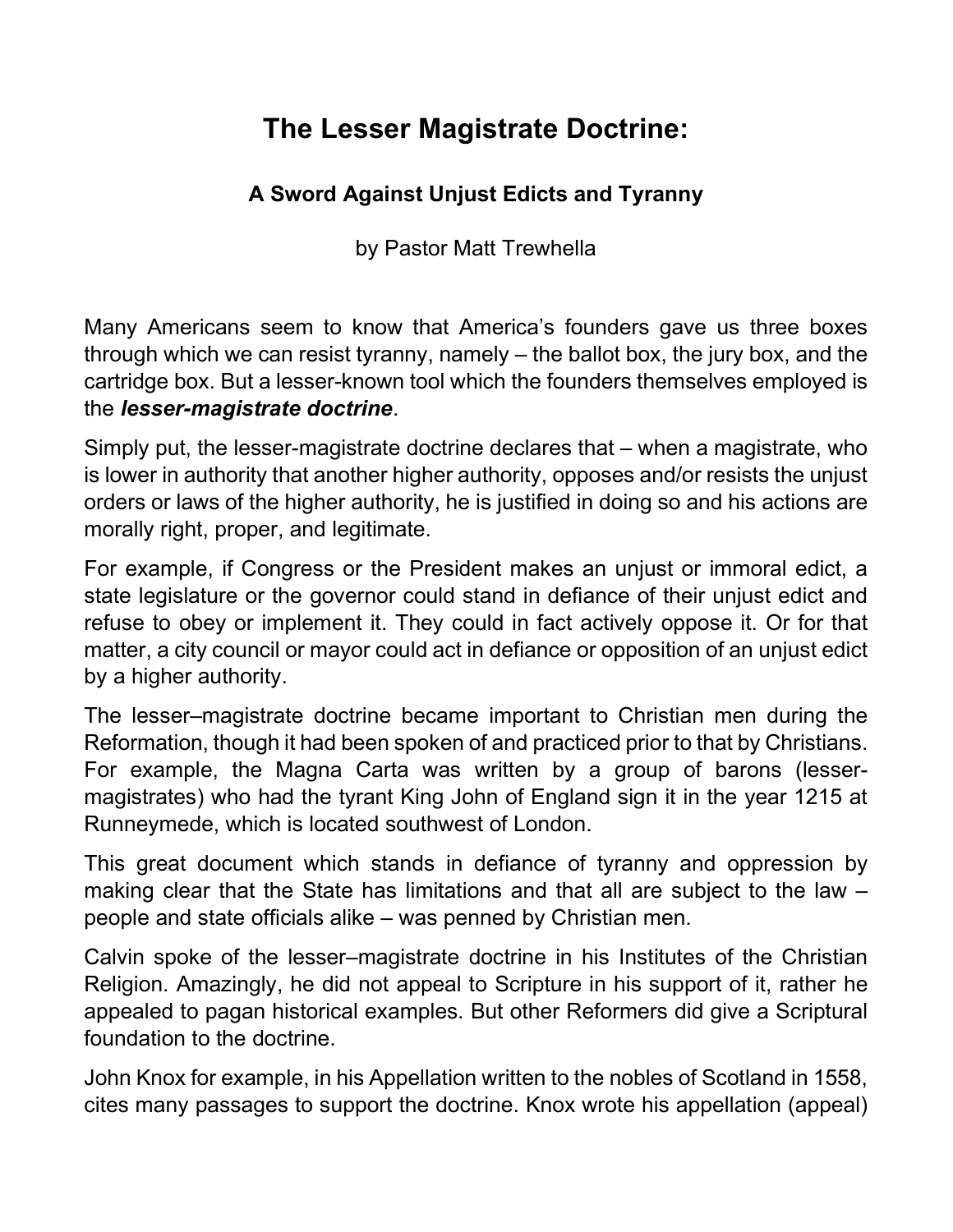# The Lesser Magistrate Doctrine:

### A Sword Against Unjust Edicts and Tyranny

by Pastor Matt Trewhella

Many Americans seem to know that America's founders gave us three boxes through which we can resist tyranny, namely – the ballot box, the jury box, and the cartridge box. But a lesser-known tool which the founders themselves employed is the ***lesser-magistrate doctrine***.

Simply put, the lesser-magistrate doctrine declares that – when a magistrate, who is lower in authority that another higher authority, opposes and/or resists the unjust orders or laws of the higher authority, he is justified in doing so and his actions are morally right, proper, and legitimate.

For example, if Congress or the President makes an unjust or immoral edict, a state legislature or the governor could stand in defiance of their unjust edict and refuse to obey or implement it. They could in fact actively oppose it. Or for that matter, a city council or mayor could act in defiance or opposition of an unjust edict by a higher authority.

The lesser–magistrate doctrine became important to Christian men during the Reformation, though it had been spoken of and practiced prior to that by Christians. For example, the Magna Carta was written by a group of barons (lesser-magistrates) who had the tyrant King John of England sign it in the year 1215 at Runneymede, which is located southwest of London.

This great document which stands in defiance of tyranny and oppression by making clear that the State has limitations and that all are subject to the law – people and state officials alike – was penned by Christian men.

Calvin spoke of the lesser–magistrate doctrine in his Institutes of the Christian Religion. Amazingly, he did not appeal to Scripture in his support of it, rather he appealed to pagan historical examples. But other Reformers did give a Scriptural foundation to the doctrine.

John Knox for example, in his Appellation written to the nobles of Scotland in 1558, cites many passages to support the doctrine. Knox wrote his appellation (appeal)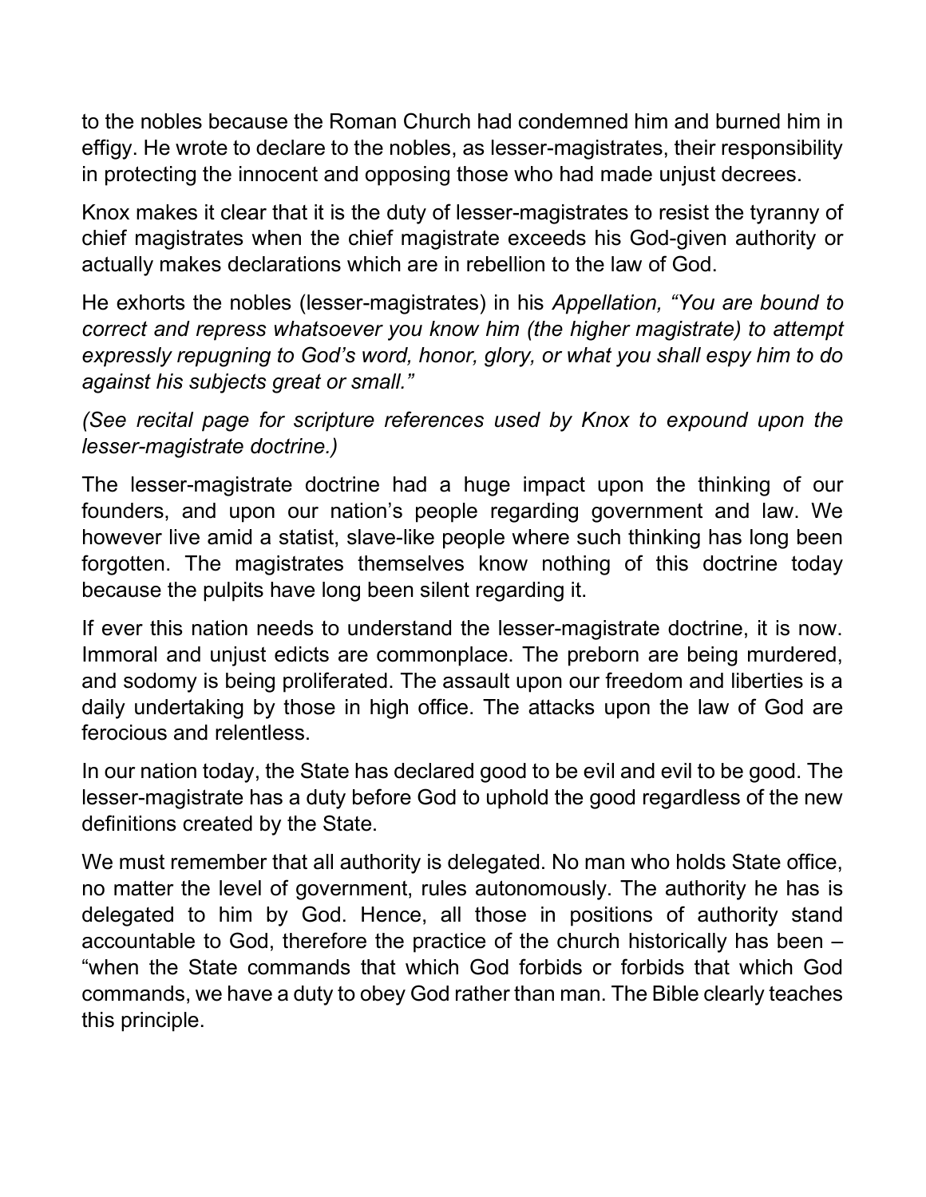to the nobles because the Roman Church had condemned him and burned him in effigy. He wrote to declare to the nobles, as lesser-magistrates, their responsibility in protecting the innocent and opposing those who had made unjust decrees.

Knox makes it clear that it is the duty of lesser-magistrates to resist the tyranny of chief magistrates when the chief magistrate exceeds his God-given authority or actually makes declarations which are in rebellion to the law of God.

He exhorts the nobles (lesser-magistrates) in his *Appellation, "You are bound to correct and repress whatsoever you know him (the higher magistrate) to attempt expressly repugning to God's word, honor, glory, or what you shall espy him to do against his subjects great or small."*

*(See recital page for scripture references used by Knox to expound upon the lesser-magistrate doctrine.)*

The lesser-magistrate doctrine had a huge impact upon the thinking of our founders, and upon our nation's people regarding government and law. We however live amid a statist, slave-like people where such thinking has long been forgotten. The magistrates themselves know nothing of this doctrine today because the pulpits have long been silent regarding it.

If ever this nation needs to understand the lesser-magistrate doctrine, it is now. Immoral and unjust edicts are commonplace. The preborn are being murdered, and sodomy is being proliferated. The assault upon our freedom and liberties is a daily undertaking by those in high office. The attacks upon the law of God are ferocious and relentless.

In our nation today, the State has declared good to be evil and evil to be good. The lesser-magistrate has a duty before God to uphold the good regardless of the new definitions created by the State.

We must remember that all authority is delegated. No man who holds State office, no matter the level of government, rules autonomously. The authority he has is delegated to him by God. Hence, all those in positions of authority stand accountable to God, therefore the practice of the church historically has been – "when the State commands that which God forbids or forbids that which God commands, we have a duty to obey God rather than man. The Bible clearly teaches this principle.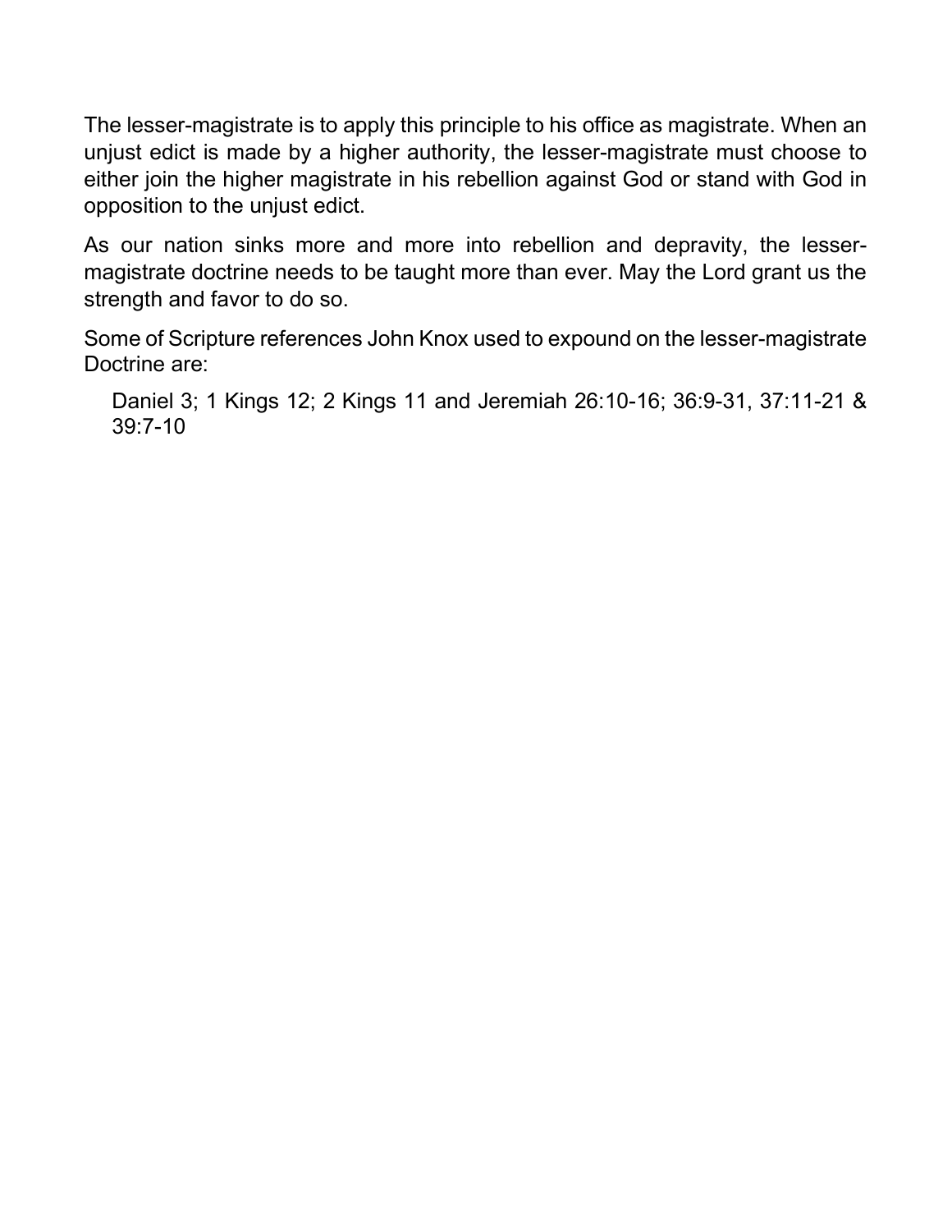The lesser-magistrate is to apply this principle to his office as magistrate. When an unjust edict is made by a higher authority, the lesser-magistrate must choose to either join the higher magistrate in his rebellion against God or stand with God in opposition to the unjust edict.

As our nation sinks more and more into rebellion and depravity, the lesser-magistrate doctrine needs to be taught more than ever. May the Lord grant us the strength and favor to do so.

Some of Scripture references John Knox used to expound on the lesser-magistrate Doctrine are:

> Daniel 3; 1 Kings 12; 2 Kings 11 and Jeremiah 26:10-16; 36:9-31, 37:11-21 & 39:7-10